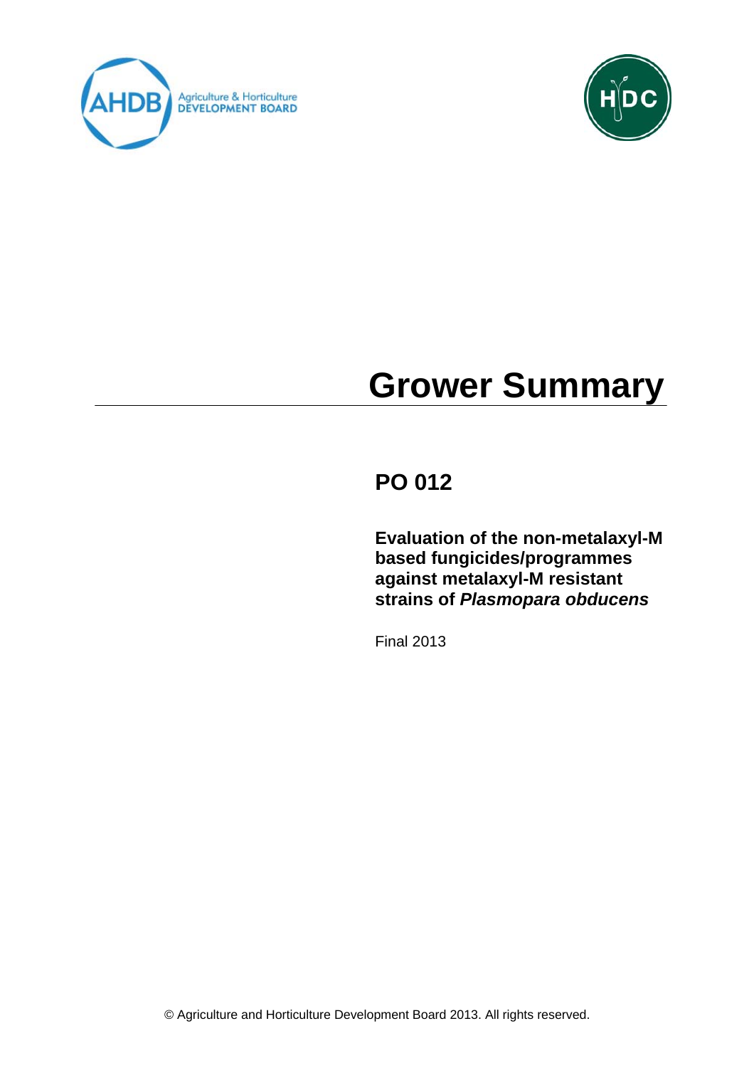# Grower Summary

## PO 012

**Evaluation of the non-metalaxyl-M based fungicides/programmes against metalaxyl-M resistant strains of *Plasmopara obducens***

Final 2013

© Agriculture and Horticulture Development Board 2013. All rights reserved.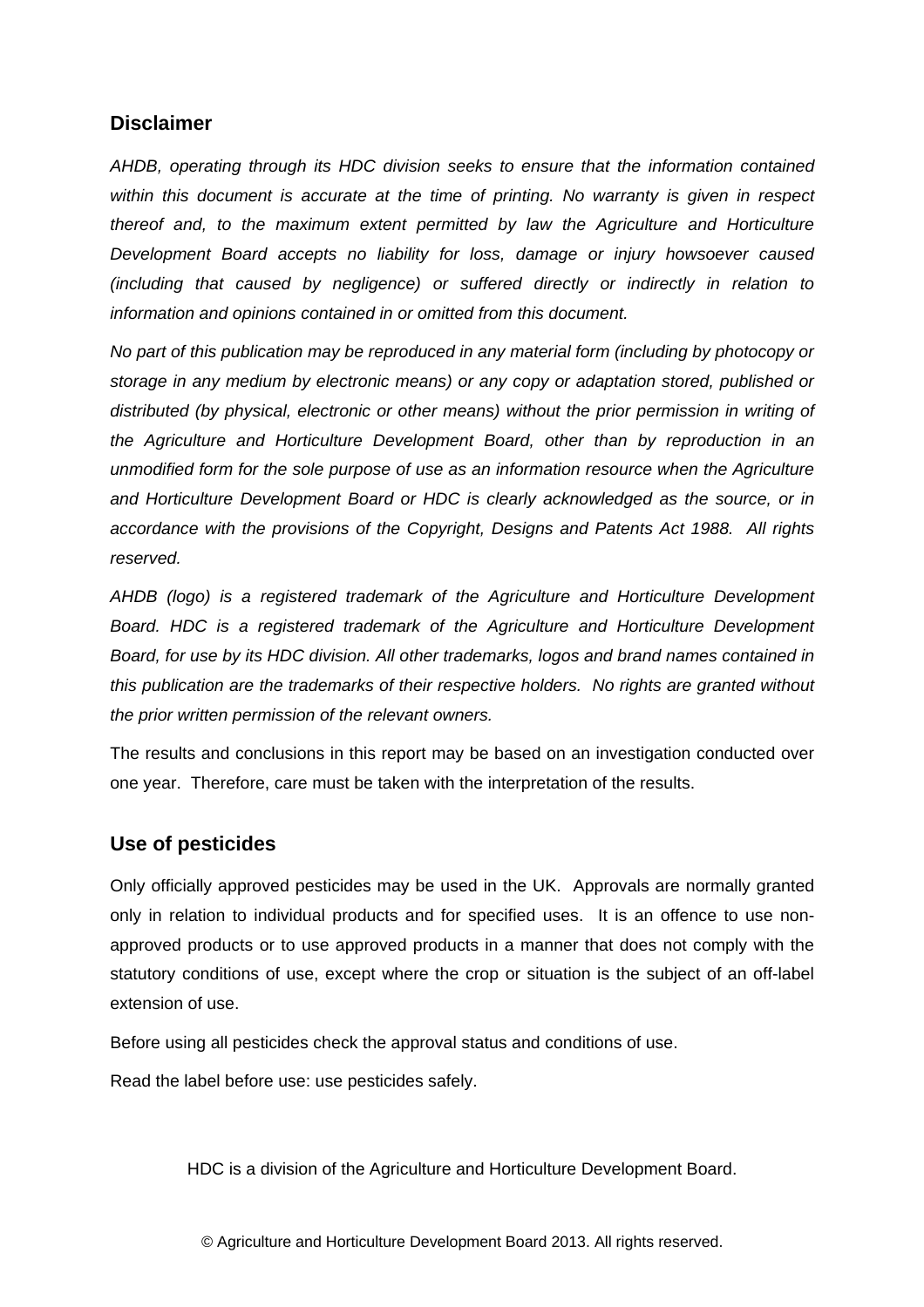## Disclaimer

*AHDB, operating through its HDC division seeks to ensure that the information contained within this document is accurate at the time of printing. No warranty is given in respect thereof and, to the maximum extent permitted by law the Agriculture and Horticulture Development Board accepts no liability for loss, damage or injury howsoever caused (including that caused by negligence) or suffered directly or indirectly in relation to information and opinions contained in or omitted from this document.*

*No part of this publication may be reproduced in any material form (including by photocopy or storage in any medium by electronic means) or any copy or adaptation stored, published or distributed (by physical, electronic or other means) without the prior permission in writing of the Agriculture and Horticulture Development Board, other than by reproduction in an unmodified form for the sole purpose of use as an information resource when the Agriculture and Horticulture Development Board or HDC is clearly acknowledged as the source, or in accordance with the provisions of the Copyright, Designs and Patents Act 1988. All rights reserved.*

*AHDB (logo) is a registered trademark of the Agriculture and Horticulture Development Board. HDC is a registered trademark of the Agriculture and Horticulture Development Board, for use by its HDC division. All other trademarks, logos and brand names contained in this publication are the trademarks of their respective holders. No rights are granted without the prior written permission of the relevant owners.*

The results and conclusions in this report may be based on an investigation conducted over one year. Therefore, care must be taken with the interpretation of the results.

## Use of pesticides

Only officially approved pesticides may be used in the UK. Approvals are normally granted only in relation to individual products and for specified uses. It is an offence to use non-approved products or to use approved products in a manner that does not comply with the statutory conditions of use, except where the crop or situation is the subject of an off-label extension of use.

Before using all pesticides check the approval status and conditions of use.

Read the label before use: use pesticides safely.

HDC is a division of the Agriculture and Horticulture Development Board.

© Agriculture and Horticulture Development Board 2013. All rights reserved.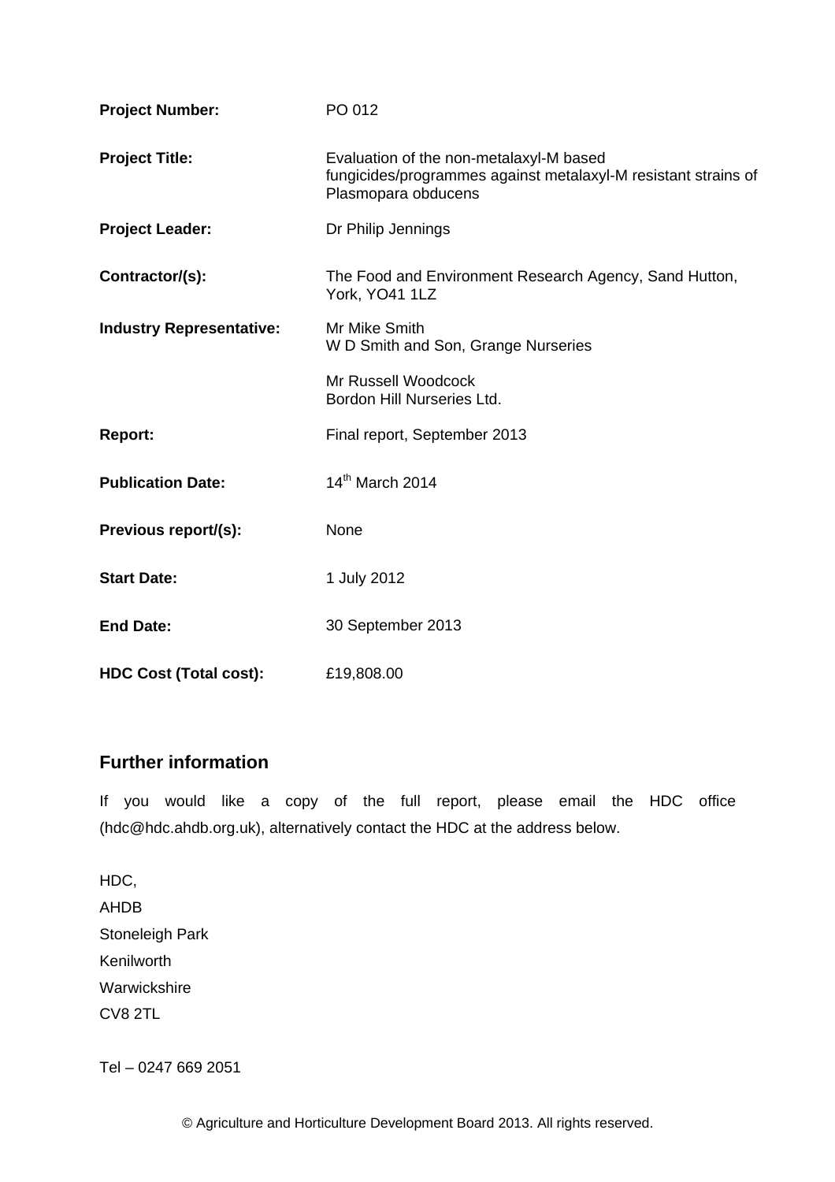| | |
|---|---|
| **Project Number:** | PO 012 |
| **Project Title:** | Evaluation of the non-metalaxyl-M based fungicides/programmes against metalaxyl-M resistant strains of Plasmopara obducens |
| **Project Leader:** | Dr Philip Jennings |
| **Contractor/(s):** | The Food and Environment Research Agency, Sand Hutton, York, YO41 1LZ |
| **Industry Representative:** | Mr Mike Smith<br>W D Smith and Son, Grange Nurseries<br><br>Mr Russell Woodcock<br>Bordon Hill Nurseries Ltd. |
| **Report:** | Final report, September 2013 |
| **Publication Date:** | 14th March 2014 |
| **Previous report/(s):** | None |
| **Start Date:** | 1 July 2012 |
| **End Date:** | 30 September 2013 |
| **HDC Cost (Total cost):** | £19,808.00 |

## Further information

If you would like a copy of the full report, please email the HDC office (hdc@hdc.ahdb.org.uk), alternatively contact the HDC at the address below.

HDC,
AHDB
Stoneleigh Park
Kenilworth
Warwickshire
CV8 2TL

Tel – 0247 669 2051

© Agriculture and Horticulture Development Board 2013. All rights reserved.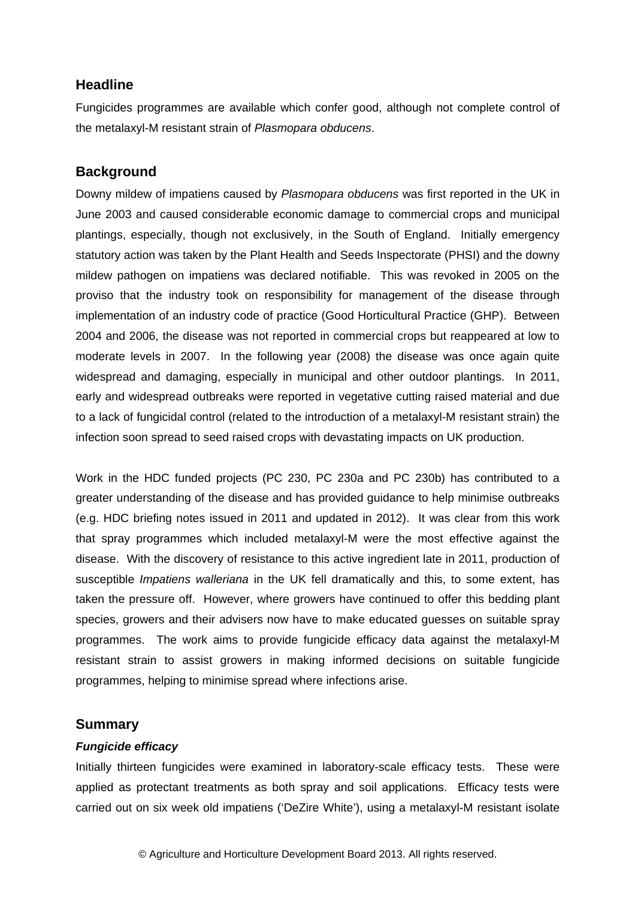## Headline

Fungicides programmes are available which confer good, although not complete control of the metalaxyl-M resistant strain of *Plasmopara obducens*.

## Background

Downy mildew of impatiens caused by *Plasmopara obducens* was first reported in the UK in June 2003 and caused considerable economic damage to commercial crops and municipal plantings, especially, though not exclusively, in the South of England. Initially emergency statutory action was taken by the Plant Health and Seeds Inspectorate (PHSI) and the downy mildew pathogen on impatiens was declared notifiable. This was revoked in 2005 on the proviso that the industry took on responsibility for management of the disease through implementation of an industry code of practice (Good Horticultural Practice (GHP). Between 2004 and 2006, the disease was not reported in commercial crops but reappeared at low to moderate levels in 2007. In the following year (2008) the disease was once again quite widespread and damaging, especially in municipal and other outdoor plantings. In 2011, early and widespread outbreaks were reported in vegetative cutting raised material and due to a lack of fungicidal control (related to the introduction of a metalaxyl-M resistant strain) the infection soon spread to seed raised crops with devastating impacts on UK production.

Work in the HDC funded projects (PC 230, PC 230a and PC 230b) has contributed to a greater understanding of the disease and has provided guidance to help minimise outbreaks (e.g. HDC briefing notes issued in 2011 and updated in 2012). It was clear from this work that spray programmes which included metalaxyl-M were the most effective against the disease. With the discovery of resistance to this active ingredient late in 2011, production of susceptible *Impatiens walleriana* in the UK fell dramatically and this, to some extent, has taken the pressure off. However, where growers have continued to offer this bedding plant species, growers and their advisers now have to make educated guesses on suitable spray programmes. The work aims to provide fungicide efficacy data against the metalaxyl-M resistant strain to assist growers in making informed decisions on suitable fungicide programmes, helping to minimise spread where infections arise.

## Summary

### *Fungicide efficacy*

Initially thirteen fungicides were examined in laboratory-scale efficacy tests. These were applied as protectant treatments as both spray and soil applications. Efficacy tests were carried out on six week old impatiens ('DeZire White'), using a metalaxyl-M resistant isolate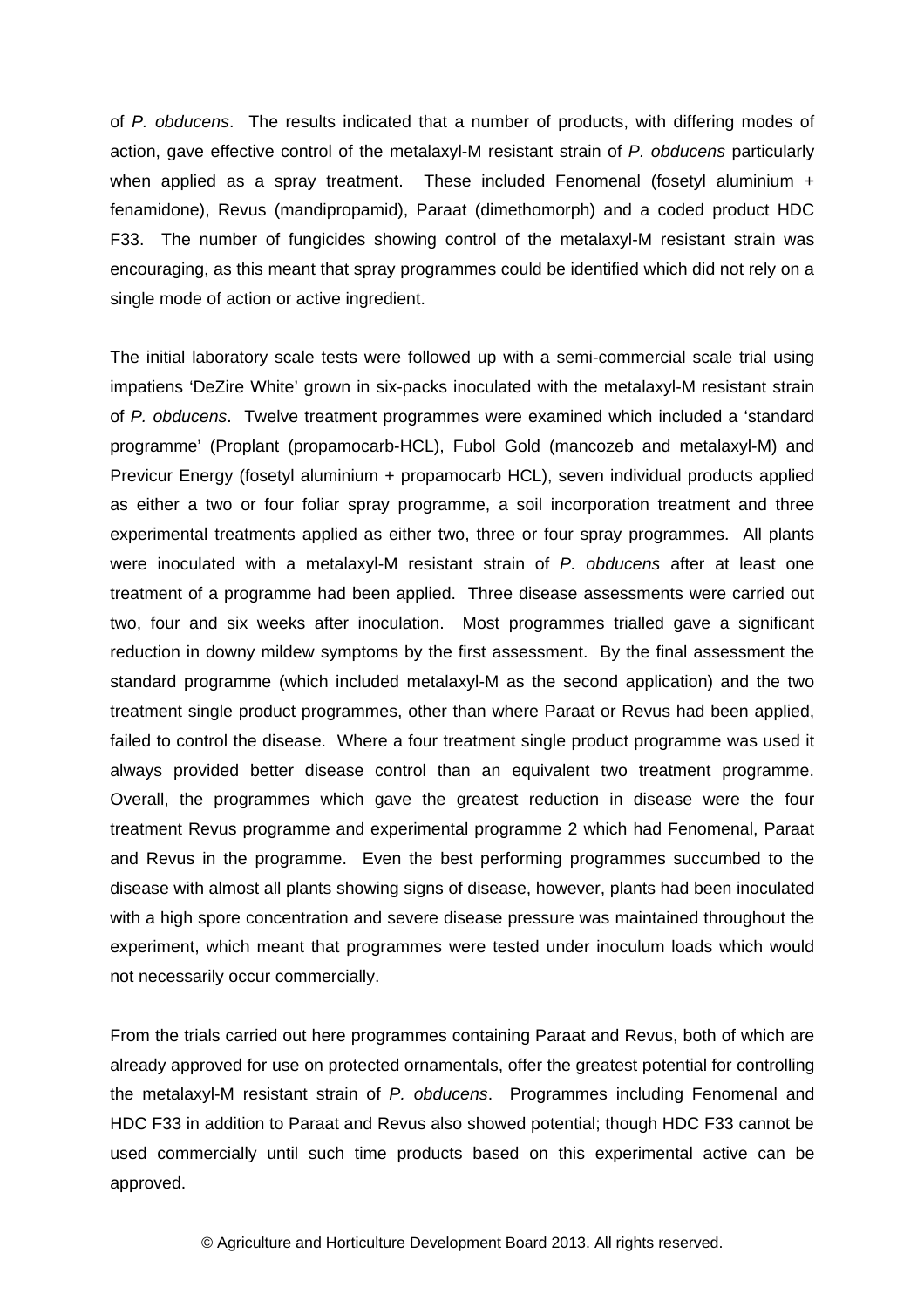of *P. obducens*. The results indicated that a number of products, with differing modes of action, gave effective control of the metalaxyl-M resistant strain of *P. obducens* particularly when applied as a spray treatment. These included Fenomenal (fosetyl aluminium + fenamidone), Revus (mandipropamid), Paraat (dimethomorph) and a coded product HDC F33. The number of fungicides showing control of the metalaxyl-M resistant strain was encouraging, as this meant that spray programmes could be identified which did not rely on a single mode of action or active ingredient.

The initial laboratory scale tests were followed up with a semi-commercial scale trial using impatiens 'DeZire White' grown in six-packs inoculated with the metalaxyl-M resistant strain of *P. obducens*. Twelve treatment programmes were examined which included a 'standard programme' (Proplant (propamocarb-HCL), Fubol Gold (mancozeb and metalaxyl-M) and Previcur Energy (fosetyl aluminium + propamocarb HCL), seven individual products applied as either a two or four foliar spray programme, a soil incorporation treatment and three experimental treatments applied as either two, three or four spray programmes. All plants were inoculated with a metalaxyl-M resistant strain of *P. obducens* after at least one treatment of a programme had been applied. Three disease assessments were carried out two, four and six weeks after inoculation. Most programmes trialled gave a significant reduction in downy mildew symptoms by the first assessment. By the final assessment the standard programme (which included metalaxyl-M as the second application) and the two treatment single product programmes, other than where Paraat or Revus had been applied, failed to control the disease. Where a four treatment single product programme was used it always provided better disease control than an equivalent two treatment programme. Overall, the programmes which gave the greatest reduction in disease were the four treatment Revus programme and experimental programme 2 which had Fenomenal, Paraat and Revus in the programme. Even the best performing programmes succumbed to the disease with almost all plants showing signs of disease, however, plants had been inoculated with a high spore concentration and severe disease pressure was maintained throughout the experiment, which meant that programmes were tested under inoculum loads which would not necessarily occur commercially.

From the trials carried out here programmes containing Paraat and Revus, both of which are already approved for use on protected ornamentals, offer the greatest potential for controlling the metalaxyl-M resistant strain of *P. obducens*. Programmes including Fenomenal and HDC F33 in addition to Paraat and Revus also showed potential; though HDC F33 cannot be used commercially until such time products based on this experimental active can be approved.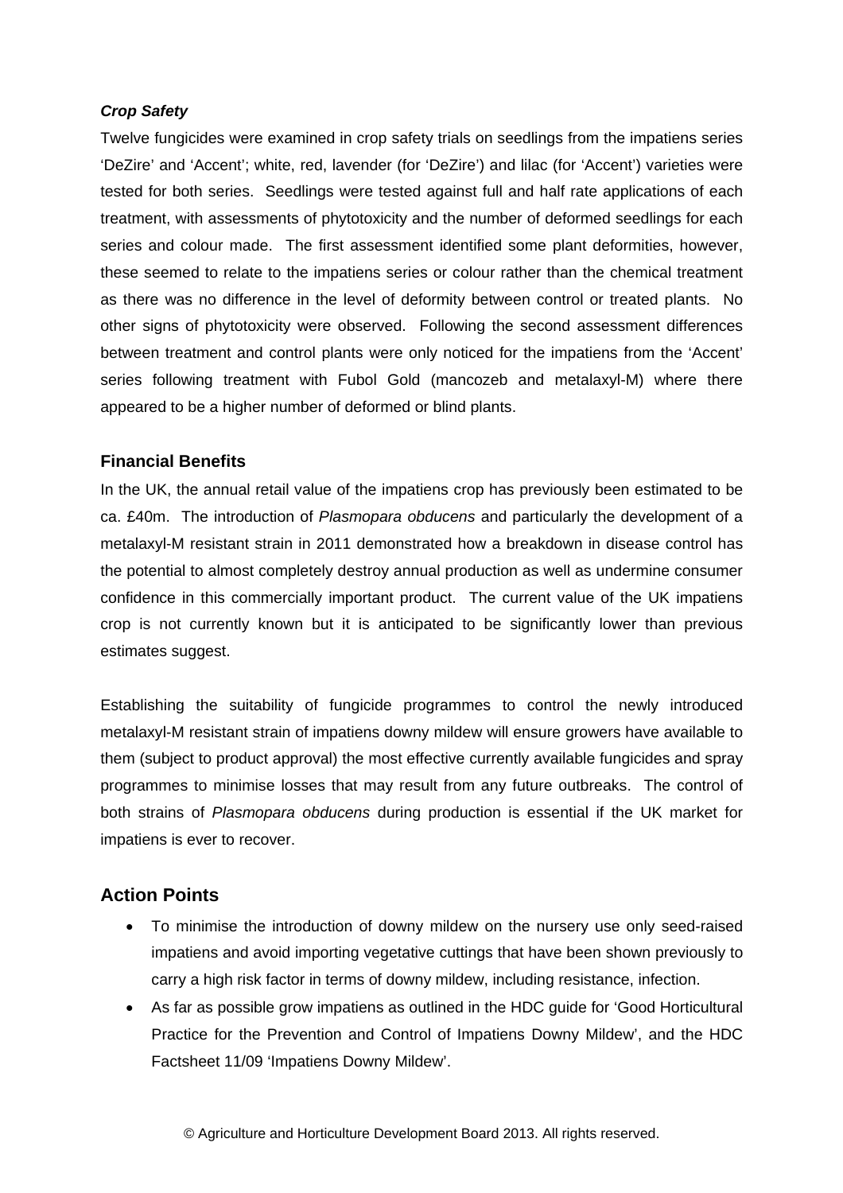***Crop Safety***

Twelve fungicides were examined in crop safety trials on seedlings from the impatiens series 'DeZire' and 'Accent'; white, red, lavender (for 'DeZire') and lilac (for 'Accent') varieties were tested for both series. Seedlings were tested against full and half rate applications of each treatment, with assessments of phytotoxicity and the number of deformed seedlings for each series and colour made. The first assessment identified some plant deformities, however, these seemed to relate to the impatiens series or colour rather than the chemical treatment as there was no difference in the level of deformity between control or treated plants. No other signs of phytotoxicity were observed. Following the second assessment differences between treatment and control plants were only noticed for the impatiens from the 'Accent' series following treatment with Fubol Gold (mancozeb and metalaxyl-M) where there appeared to be a higher number of deformed or blind plants.

### Financial Benefits

In the UK, the annual retail value of the impatiens crop has previously been estimated to be ca. £40m. The introduction of *Plasmopara obducens* and particularly the development of a metalaxyl-M resistant strain in 2011 demonstrated how a breakdown in disease control has the potential to almost completely destroy annual production as well as undermine consumer confidence in this commercially important product. The current value of the UK impatiens crop is not currently known but it is anticipated to be significantly lower than previous estimates suggest.

Establishing the suitability of fungicide programmes to control the newly introduced metalaxyl-M resistant strain of impatiens downy mildew will ensure growers have available to them (subject to product approval) the most effective currently available fungicides and spray programmes to minimise losses that may result from any future outbreaks. The control of both strains of *Plasmopara obducens* during production is essential if the UK market for impatiens is ever to recover.

## Action Points

- To minimise the introduction of downy mildew on the nursery use only seed-raised impatiens and avoid importing vegetative cuttings that have been shown previously to carry a high risk factor in terms of downy mildew, including resistance, infection.
- As far as possible grow impatiens as outlined in the HDC guide for 'Good Horticultural Practice for the Prevention and Control of Impatiens Downy Mildew', and the HDC Factsheet 11/09 'Impatiens Downy Mildew'.

© Agriculture and Horticulture Development Board 2013. All rights reserved.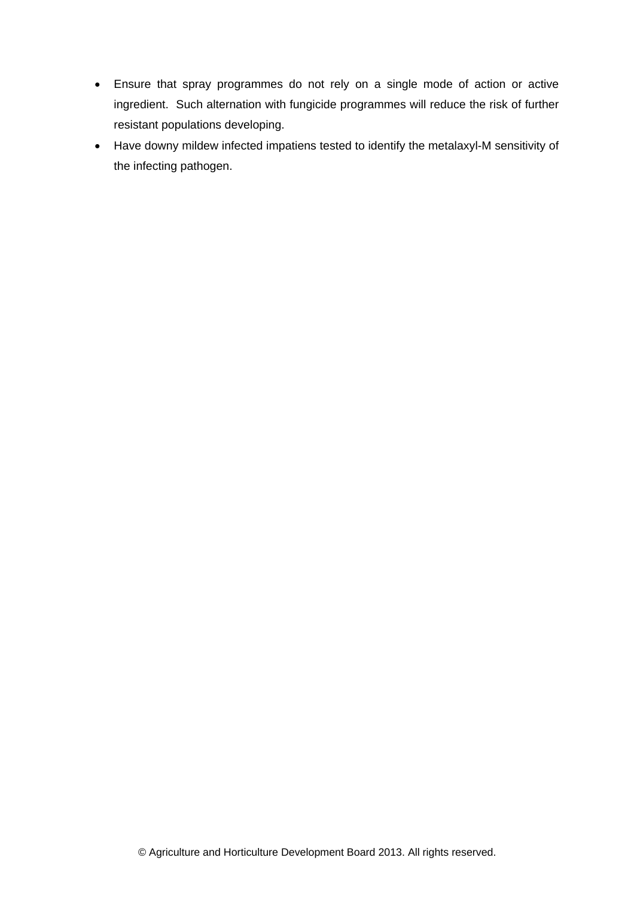- Ensure that spray programmes do not rely on a single mode of action or active ingredient.  Such alternation with fungicide programmes will reduce the risk of further resistant populations developing.
- Have downy mildew infected impatiens tested to identify the metalaxyl-M sensitivity of the infecting pathogen.